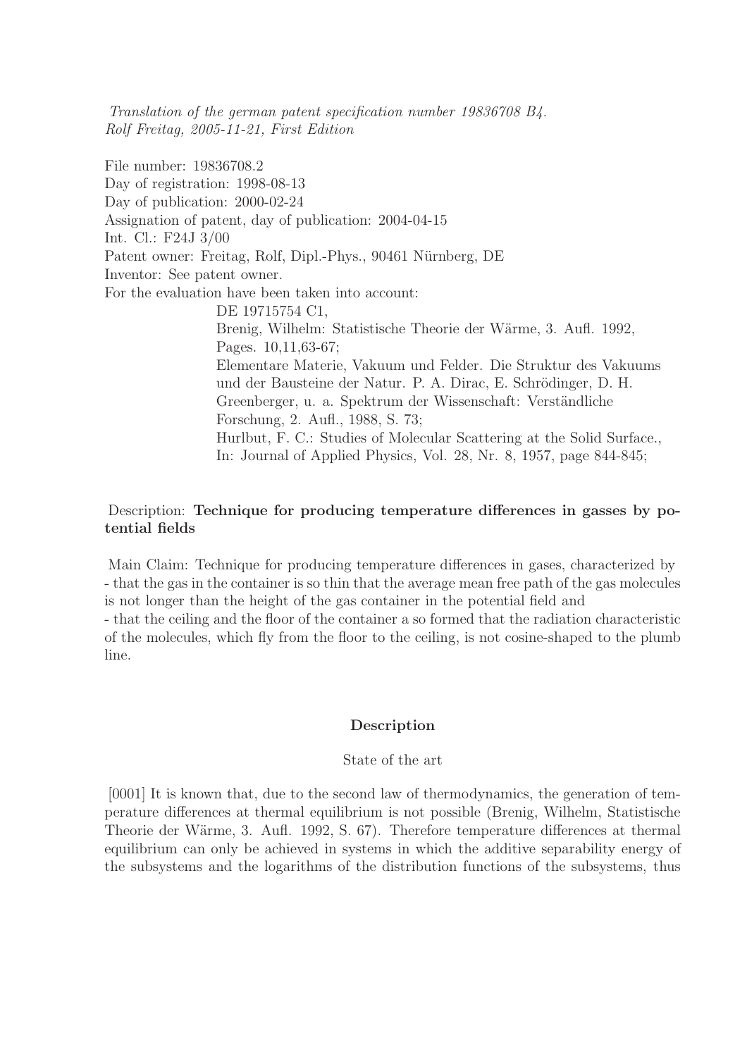*Translation of the german patent specification number 19836708 B4.*
*Rolf Freitag, 2005-11-21, First Edition*

File number: 19836708.2
Day of registration: 1998-08-13
Day of publication: 2000-02-24
Assignation of patent, day of publication: 2004-04-15
Int. Cl.: F24J 3/00
Patent owner: Freitag, Rolf, Dipl.-Phys., 90461 Nürnberg, DE
Inventor: See patent owner.
For the evaluation have been taken into account:

DE 19715754 C1,
Brenig, Wilhelm: Statistische Theorie der Wärme, 3. Aufl. 1992, Pages. 10,11,63-67;
Elementare Materie, Vakuum und Felder. Die Struktur des Vakuums und der Bausteine der Natur. P. A. Dirac, E. Schrödinger, D. H. Greenberger, u. a. Spektrum der Wissenschaft: Verständliche Forschung, 2. Aufl., 1988, S. 73;
Hurlbut, F. C.: Studies of Molecular Scattering at the Solid Surface., In: Journal of Applied Physics, Vol. 28, Nr. 8, 1957, page 844-845;

Description: **Technique for producing temperature differences in gasses by potential fields**

Main Claim: Technique for producing temperature differences in gases, characterized by
- that the gas in the container is so thin that the average mean free path of the gas molecules is not longer than the height of the gas container in the potential field and
- that the ceiling and the floor of the container a so formed that the radiation characteristic of the molecules, which fly from the floor to the ceiling, is not cosine-shaped to the plumb line.

## Description

### State of the art

[0001] It is known that, due to the second law of thermodynamics, the generation of temperature differences at thermal equilibrium is not possible (Brenig, Wilhelm, Statistische Theorie der Wärme, 3. Aufl. 1992, S. 67). Therefore temperature differences at thermal equilibrium can only be achieved in systems in which the additive separability energy of the subsystems and the logarithms of the distribution functions of the subsystems, thus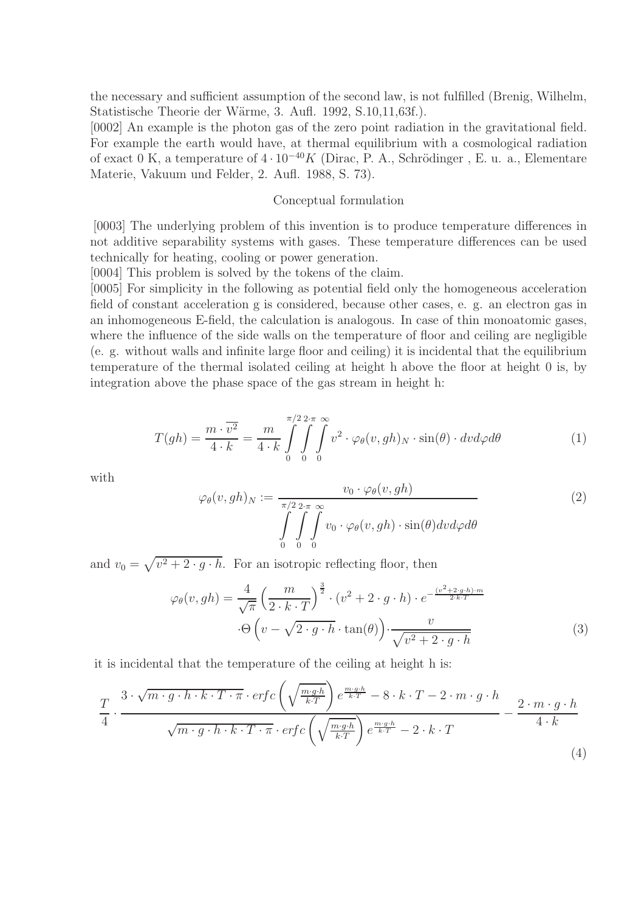the necessary and sufficient assumption of the second law, is not fulfilled (Brenig, Wilhelm, Statistische Theorie der Wärme, 3. Aufl. 1992, S.10,11,63f.).

[0002] An example is the photon gas of the zero point radiation in the gravitational field. For example the earth would have, at thermal equilibrium with a cosmological radiation of exact 0 K, a temperature of $4 \cdot 10^{-40} K$ (Dirac, P. A., Schrödinger , E. u. a., Elementare Materie, Vakuum und Felder, 2. Aufl. 1988, S. 73).

## Conceptual formulation

[0003] The underlying problem of this invention is to produce temperature differences in not additive separability systems with gases. These temperature differences can be used technically for heating, cooling or power generation.

[0004] This problem is solved by the tokens of the claim.

[0005] For simplicity in the following as potential field only the homogeneous acceleration field of constant acceleration g is considered, because other cases, e. g. an electron gas in an inhomogeneous E-field, the calculation is analogous. In case of thin monoatomic gases, where the influence of the side walls on the temperature of floor and ceiling are negligible (e. g. without walls and infinite large floor and ceiling) it is incidental that the equilibrium temperature of the thermal isolated ceiling at height h above the floor at height 0 is, by integration above the phase space of the gas stream in height h:

$$T(gh) = \frac{m \cdot \overline{v^2}}{4 \cdot k} = \frac{m}{4 \cdot k} \int_0^{\pi/2} \int_0^{2\cdot\pi} \int_0^{\infty} v^2 \cdot \varphi_\theta(v, gh)_N \cdot \sin(\theta) \cdot dv d\varphi d\theta \tag{1}$$

with

$$\varphi_\theta(v, gh)_N := \frac{v_0 \cdot \varphi_\theta(v, gh)}{\int_0^{\pi/2} \int_0^{2\cdot\pi} \int_0^{\infty} v_0 \cdot \varphi_\theta(v, gh) \cdot \sin(\theta) dv d\varphi d\theta} \tag{2}$$

and $v_0 = \sqrt{v^2 + 2 \cdot g \cdot h}$. For an isotropic reflecting floor, then

$$\varphi_\theta(v, gh) = \frac{4}{\sqrt{\pi}} \left( \frac{m}{2 \cdot k \cdot T} \right)^{\frac{3}{2}} \cdot (v^2 + 2 \cdot g \cdot h) \cdot e^{-\frac{(v^2 + 2 \cdot g \cdot h) \cdot m}{2 \cdot k \cdot T}} \cdot \Theta\left(v - \sqrt{2 \cdot g \cdot h} \cdot \tan(\theta)\right) \cdot \frac{v}{\sqrt{v^2 + 2 \cdot g \cdot h}} \tag{3}$$

it is incidental that the temperature of the ceiling at height h is:

$$\frac{T}{4} \cdot \frac{3 \cdot \sqrt{m \cdot g \cdot h \cdot k \cdot T \cdot \pi} \cdot erfc\left(\sqrt{\frac{m \cdot g \cdot h}{k \cdot T}}\right) e^{\frac{m \cdot g \cdot h}{k \cdot T}} - 8 \cdot k \cdot T - 2 \cdot m \cdot g \cdot h}{\sqrt{m \cdot g \cdot h \cdot k \cdot T \cdot \pi} \cdot erfc\left(\sqrt{\frac{m \cdot g \cdot h}{k \cdot T}}\right) e^{\frac{m \cdot g \cdot h}{k \cdot T}} - 2 \cdot k \cdot T} - \frac{2 \cdot m \cdot g \cdot h}{4 \cdot k} \tag{4}$$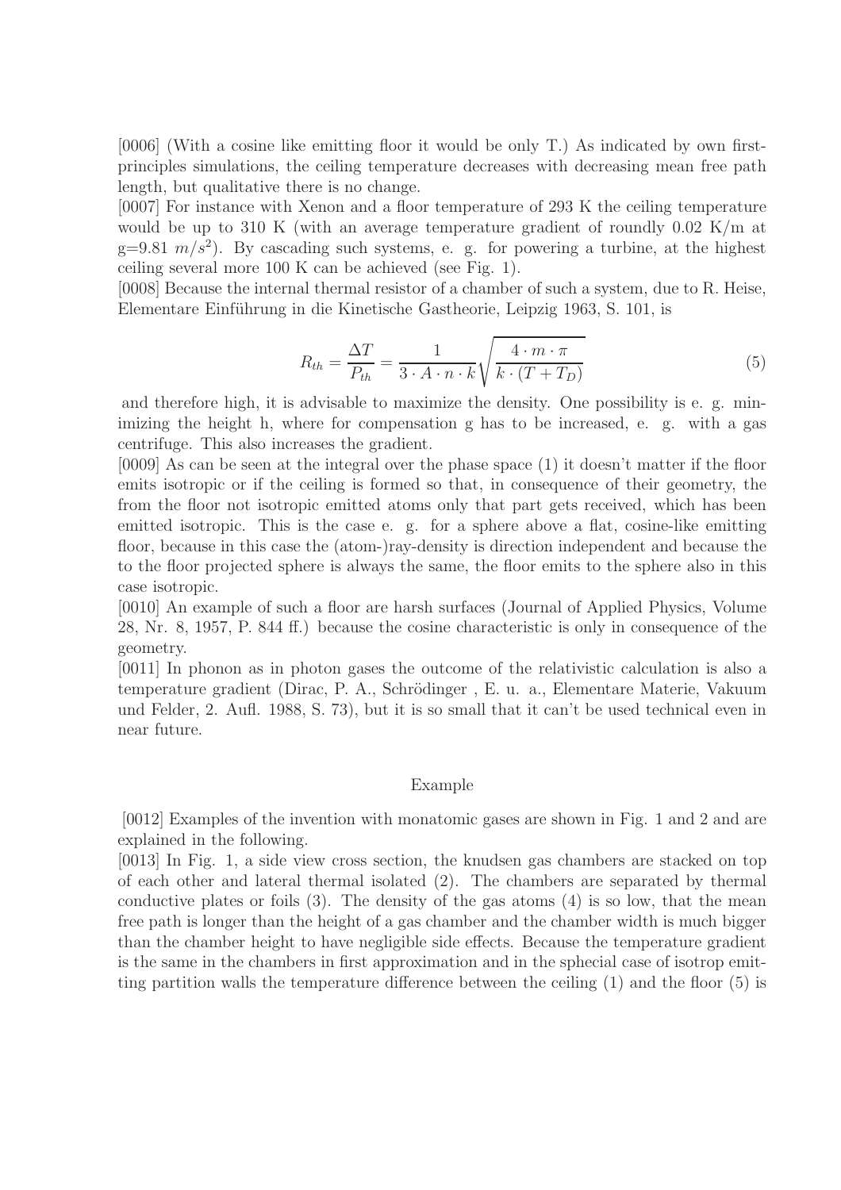[0006] (With a cosine like emitting floor it would be only T.) As indicated by own first-principles simulations, the ceiling temperature decreases with decreasing mean free path length, but qualitative there is no change.

[0007] For instance with Xenon and a floor temperature of 293 K the ceiling temperature would be up to 310 K (with an average temperature gradient of roundly 0.02 K/m at g=9.81 $m/s^2$). By cascading such systems, e. g. for powering a turbine, at the highest ceiling several more 100 K can be achieved (see Fig. 1).

[0008] Because the internal thermal resistor of a chamber of such a system, due to R. Heise, Elementare Einführung in die Kinetische Gastheorie, Leipzig 1963, S. 101, is

$$R_{th} = \frac{\Delta T}{P_{th}} = \frac{1}{3 \cdot A \cdot n \cdot k} \sqrt{\frac{4 \cdot m \cdot \pi}{k \cdot (T + T_D)}} \tag{5}$$

and therefore high, it is advisable to maximize the density. One possibility is e. g. minimizing the height h, where for compensation g has to be increased, e. g. with a gas centrifuge. This also increases the gradient.

[0009] As can be seen at the integral over the phase space (1) it doesn't matter if the floor emits isotropic or if the ceiling is formed so that, in consequence of their geometry, the from the floor not isotropic emitted atoms only that part gets received, which has been emitted isotropic. This is the case e. g. for a sphere above a flat, cosine-like emitting floor, because in this case the (atom-)ray-density is direction independent and because the to the floor projected sphere is always the same, the floor emits to the sphere also in this case isotropic.

[0010] An example of such a floor are harsh surfaces (Journal of Applied Physics, Volume 28, Nr. 8, 1957, P. 844 ff.) because the cosine characteristic is only in consequence of the geometry.

[0011] In phonon as in photon gases the outcome of the relativistic calculation is also a temperature gradient (Dirac, P. A., Schrödinger , E. u. a., Elementare Materie, Vakuum und Felder, 2. Aufl. 1988, S. 73), but it is so small that it can't be used technical even in near future.

## Example

[0012] Examples of the invention with monatomic gases are shown in Fig. 1 and 2 and are explained in the following.

[0013] In Fig. 1, a side view cross section, the knudsen gas chambers are stacked on top of each other and lateral thermal isolated (2). The chambers are separated by thermal conductive plates or foils (3). The density of the gas atoms (4) is so low, that the mean free path is longer than the height of a gas chamber and the chamber width is much bigger than the chamber height to have negligible side effects. Because the temperature gradient is the same in the chambers in first approximation and in the sphecial case of isotrop emitting partition walls the temperature difference between the ceiling (1) and the floor (5) is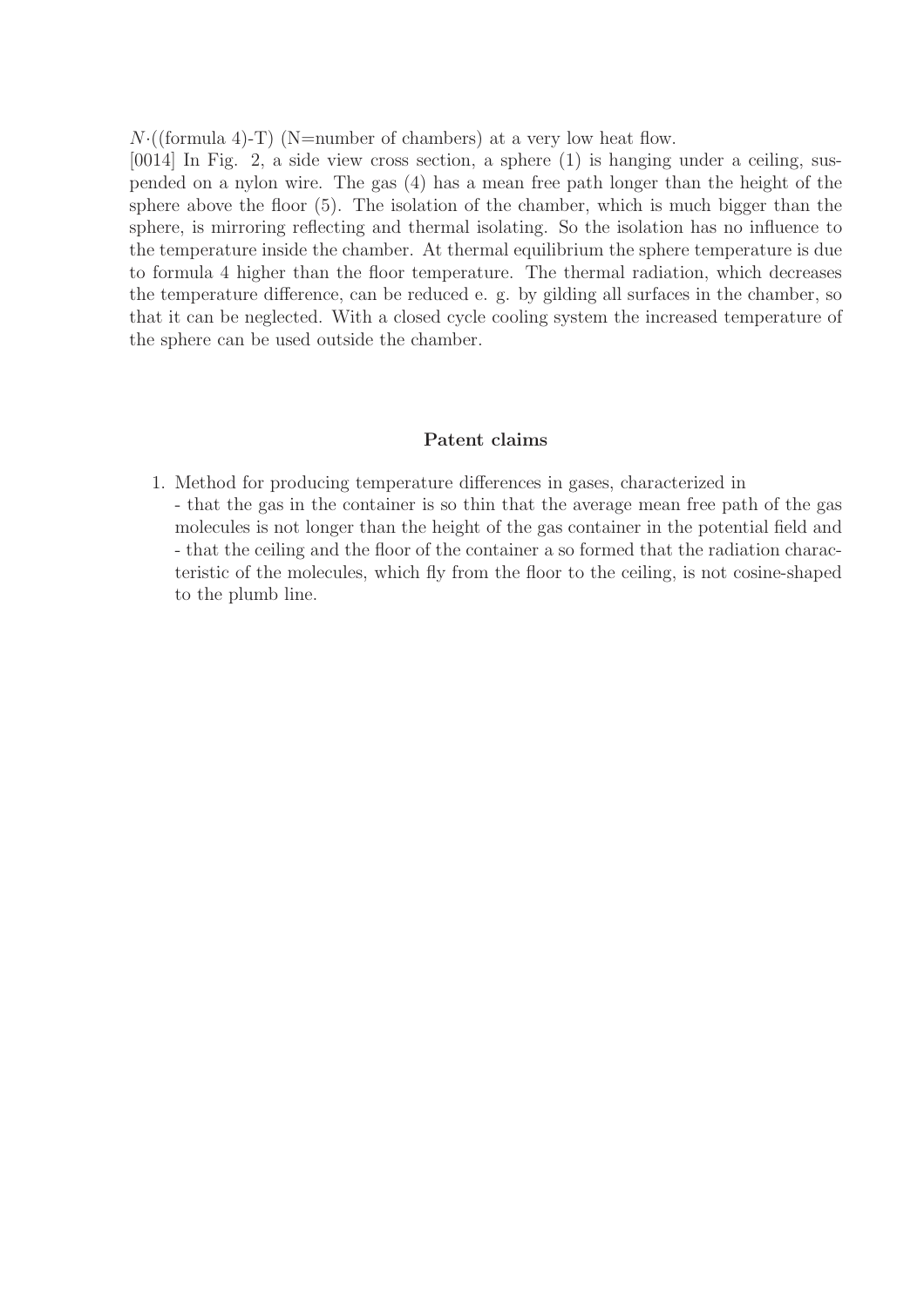$N\cdot$((formula 4)-T) (N=number of chambers) at a very low heat flow.

[0014] In Fig. 2, a side view cross section, a sphere (1) is hanging under a ceiling, suspended on a nylon wire. The gas (4) has a mean free path longer than the height of the sphere above the floor (5). The isolation of the chamber, which is much bigger than the sphere, is mirroring reflecting and thermal isolating. So the isolation has no influence to the temperature inside the chamber. At thermal equilibrium the sphere temperature is due to formula 4 higher than the floor temperature. The thermal radiation, which decreases the temperature difference, can be reduced e. g. by gilding all surfaces in the chamber, so that it can be neglected. With a closed cycle cooling system the increased temperature of the sphere can be used outside the chamber.

## Patent claims

1. Method for producing temperature differences in gases, characterized in
   - that the gas in the container is so thin that the average mean free path of the gas molecules is not longer than the height of the gas container in the potential field and
   - that the ceiling and the floor of the container a so formed that the radiation characteristic of the molecules, which fly from the floor to the ceiling, is not cosine-shaped to the plumb line.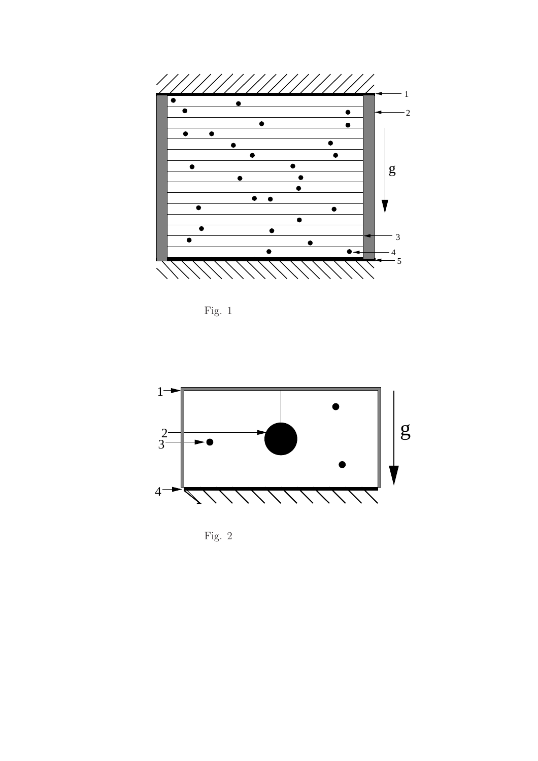1

2

g

3

4

5

Fig. 1

1

2

3

g

4

Fig. 2